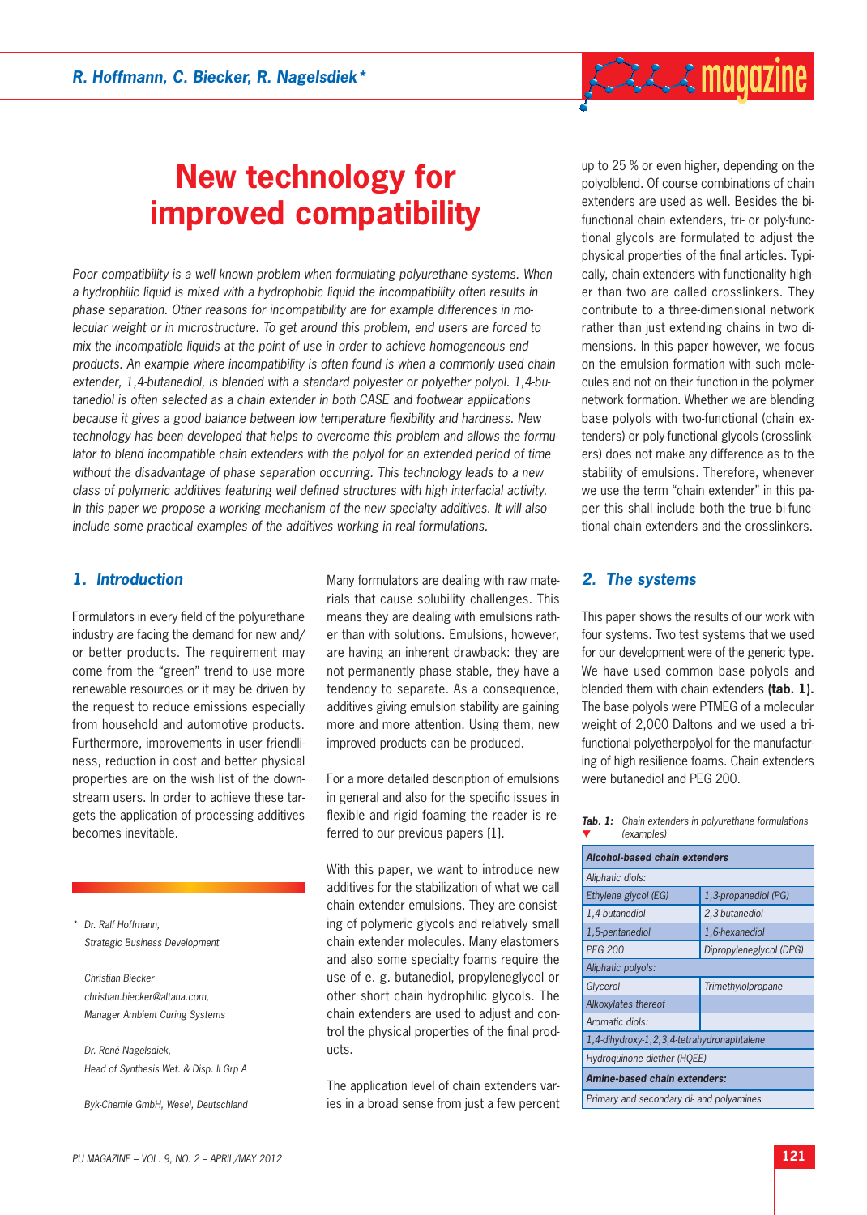# New technology for improved compatibility

**R. Hoffmann, C. Biecker, R. Nagelsdiek***

*Poor compatibility is a well known problem when formulating polyurethane systems. When a hydrophilic liquid is mixed with a hydrophobic liquid the incompatibility often results in phase separation. Other reasons for incompatibility are for example differences in molecular weight or in microstructure. To get around this problem, end users are forced to mix the incompatible liquids at the point of use in order to achieve homogeneous end products. An example where incompatibility is often found is when a commonly used chain extender, 1,4-butanediol, is blended with a standard polyester or polyether polyol. 1,4-butanediol is often selected as a chain extender in both CASE and footwear applications because it gives a good balance between low temperature flexibility and hardness. New technology has been developed that helps to overcome this problem and allows the formulator to blend incompatible chain extenders with the polyol for an extended period of time without the disadvantage of phase separation occurring. This technology leads to a new class of polymeric additives featuring well defined structures with high interfacial activity. In this paper we propose a working mechanism of the new specialty additives. It will also include some practical examples of the additives working in real formulations.*

## 1. Introduction

Formulators in every field of the polyurethane industry are facing the demand for new and/or better products. The requirement may come from the "green" trend to use more renewable resources or it may be driven by the request to reduce emissions especially from household and automotive products. Furthermore, improvements in user friendliness, reduction in cost and better physical properties are on the wish list of the downstream users. In order to achieve these targets the application of processing additives becomes inevitable.

Many formulators are dealing with raw materials that cause solubility challenges. This means they are dealing with emulsions rather than with solutions. Emulsions, however, are having an inherent drawback: they are not permanently phase stable, they have a tendency to separate. As a consequence, additives giving emulsion stability are gaining more and more attention. Using them, new improved products can be produced.

For a more detailed description of emulsions in general and also for the specific issues in flexible and rigid foaming the reader is referred to our previous papers [1].

With this paper, we want to introduce new additives for the stabilization of what we call chain extender emulsions. They are consisting of polymeric glycols and relatively small chain extender molecules. Many elastomers and also some specialty foams require the use of e. g. butanediol, propyleneglycol or other short chain hydrophilic glycols. The chain extenders are used to adjust and control the physical properties of the final products.

The application level of chain extenders varies in a broad sense from just a few percent up to 25 % or even higher, depending on the polyolblend. Of course combinations of chain extenders are used as well. Besides the bifunctional chain extenders, tri- or poly-functional glycols are formulated to adjust the physical properties of the final articles. Typically, chain extenders with functionality higher than two are called crosslinkers. They contribute to a three-dimensional network rather than just extending chains in two dimensions. In this paper however, we focus on the emulsion formation with such molecules and not on their function in the polymer network formation. Whether we are blending base polyols with two-functional (chain extenders) or poly-functional glycols (crosslinkers) does not make any difference as to the stability of emulsions. Therefore, whenever we use the term "chain extender" in this paper this shall include both the true bi-functional chain extenders and the crosslinkers.

## 2. The systems

This paper shows the results of our work with four systems. Two test systems that we used for our development were of the generic type. We have used common base polyols and blended them with chain extenders **(tab. 1).** The base polyols were PTMEG of a molecular weight of 2,000 Daltons and we used a trifunctional polyetherpolyol for the manufacturing of high resilience foams. Chain extenders were butanediol and PEG 200.

*Tab. 1: Chain extenders in polyurethane formulations (examples)*

| **Alcohol-based chain extenders** | |
|---|---|
| *Aliphatic diols:* | |
| Ethylene glycol (EG) | 1,3-propanediol (PG) |
| 1,4-butanediol | 2,3-butanediol |
| 1,5-pentanediol | 1,6-hexanediol |
| PEG 200 | Dipropyleneglycol (DPG) |
| *Aliphatic polyols:* | |
| Glycerol | Trimethylolpropane |
| Alkoxylates thereof | |
| *Aromatic diols:* | |
| 1,4-dihydroxy-1,2,3,4-tetrahydronaphtalene | |
| Hydroquinone diether (HQEE) | |
| **Amine-based chain extenders:** | |
| Primary and secondary di- and polyamines | |

\* Dr. Ralf Hoffmann,
Strategic Business Development

Christian Biecker
christian.biecker@altana.com,
Manager Ambient Curing Systems

Dr. René Nagelsdiek,
Head of Synthesis Wet. & Disp. II Grp A

Byk-Chemie GmbH, Wesel, Deutschland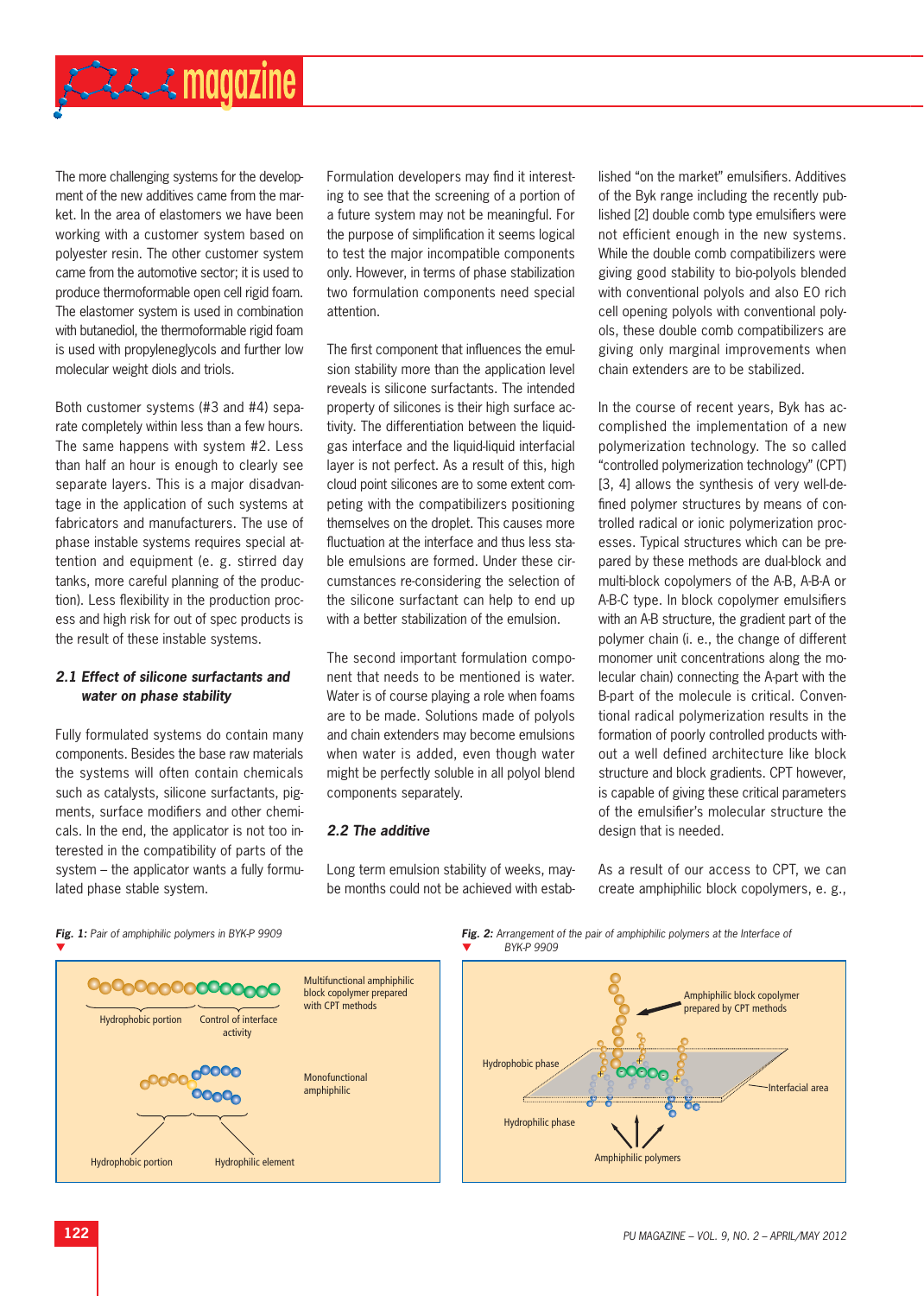The more challenging systems for the development of the new additives came from the market. In the area of elastomers we have been working with a customer system based on polyester resin. The other customer system came from the automotive sector; it is used to produce thermoformable open cell rigid foam. The elastomer system is used in combination with butanediol, the thermoformable rigid foam is used with propyleneglycols and further low molecular weight diols and triols.

Both customer systems (#3 and #4) separate completely within less than a few hours. The same happens with system #2. Less than half an hour is enough to clearly see separate layers. This is a major disadvantage in the application of such systems at fabricators and manufacturers. The use of phase instable systems requires special attention and equipment (e. g. stirred day tanks, more careful planning of the production). Less flexibility in the production process and high risk for out of spec products is the result of these instable systems.

### 2.1 Effect of silicone surfactants and water on phase stability

Fully formulated systems do contain many components. Besides the base raw materials the systems will often contain chemicals such as catalysts, silicone surfactants, pigments, surface modifiers and other chemicals. In the end, the applicator is not too interested in the compatibility of parts of the system – the applicator wants a fully formulated phase stable system.

Formulation developers may find it interesting to see that the screening of a portion of a future system may not be meaningful. For the purpose of simplification it seems logical to test the major incompatible components only. However, in terms of phase stabilization two formulation components need special attention.

The first component that influences the emulsion stability more than the application level reveals is silicone surfactants. The intended property of silicones is their high surface activity. The differentiation between the liquid-gas interface and the liquid-liquid interfacial layer is not perfect. As a result of this, high cloud point silicones are to some extent competing with the compatibilizers positioning themselves on the droplet. This causes more fluctuation at the interface and thus less stable emulsions are formed. Under these circumstances re-considering the selection of the silicone surfactant can help to end up with a better stabilization of the emulsion.

The second important formulation component that needs to be mentioned is water. Water is of course playing a role when foams are to be made. Solutions made of polyols and chain extenders may become emulsions when water is added, even though water might be perfectly soluble in all polyol blend components separately.

### 2.2 The additive

Long term emulsion stability of weeks, maybe months could not be achieved with established "on the market" emulsifiers. Additives of the Byk range including the recently published [2] double comb type emulsifiers were not efficient enough in the new systems. While the double comb compatibilizers were giving good stability to bio-polyols blended with conventional polyols and also EO rich cell opening polyols with conventional polyols, these double comb compatibilizers are giving only marginal improvements when chain extenders are to be stabilized.

In the course of recent years, Byk has accomplished the implementation of a new polymerization technology. The so called "controlled polymerization technology" (CPT) [3, 4] allows the synthesis of very well-defined polymer structures by means of controlled radical or ionic polymerization processes. Typical structures which can be prepared by these methods are dual-block and multi-block copolymers of the A-B, A-B-A or A-B-C type. In block copolymer emulsifiers with an A-B structure, the gradient part of the polymer chain (i. e., the change of different monomer unit concentrations along the molecular chain) connecting the A-part with the B-part of the molecule is critical. Conventional radical polymerization results in the formation of poorly controlled products without a well defined architecture like block structure and block gradients. CPT however, is capable of giving these critical parameters of the emulsifier's molecular structure the design that is needed.

As a result of our access to CPT, we can create amphiphilic block copolymers, e. g.,

*Fig. 1: Pair of amphiphilic polymers in BYK-P 9909*

Hydrophobic portion
Control of interface activity
Multifunctional amphiphilic block copolymer prepared with CPT methods
Monofunctional amphiphilic
Hydrophobic portion
Hydrophilic element

*Fig. 2: Arrangement of the pair of amphiphilic polymers at the Interface of BYK-P 9909*

Amphiphilic block copolymer prepared by CPT methods
Hydrophobic phase
Interfacial area
Hydrophilic phase
Amphiphilic polymers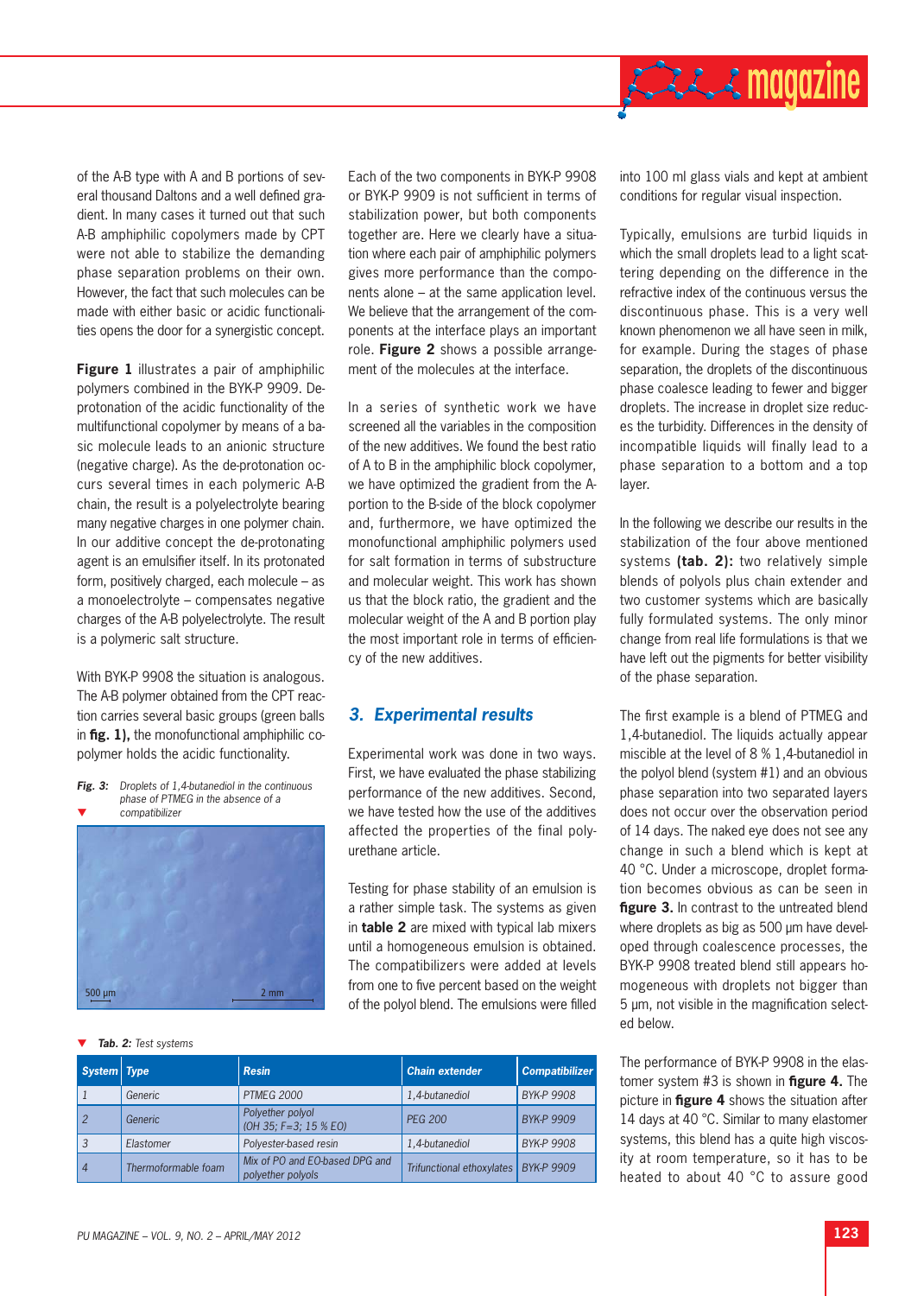of the A-B type with A and B portions of several thousand Daltons and a well defined gradient. In many cases it turned out that such A-B amphiphilic copolymers made by CPT were not able to stabilize the demanding phase separation problems on their own. However, the fact that such molecules can be made with either basic or acidic functionalities opens the door for a synergistic concept.

**Figure 1** illustrates a pair of amphiphilic polymers combined in the BYK-P 9909. Deprotonation of the acidic functionality of the multifunctional copolymer by means of a basic molecule leads to an anionic structure (negative charge). As the de-protonation occurs several times in each polymeric A-B chain, the result is a polyelectrolyte bearing many negative charges in one polymer chain. In our additive concept the de-protonating agent is an emulsifier itself. In its protonated form, positively charged, each molecule – as a monoelectrolyte – compensates negative charges of the A-B polyelectrolyte. The result is a polymeric salt structure.

With BYK-P 9908 the situation is analogous. The A-B polymer obtained from the CPT reaction carries several basic groups (green balls in **fig. 1)**, the monofunctional amphiphilic copolymer holds the acidic functionality.

*Fig. 3:* Droplets of 1,4-butanediol in the continuous phase of PTMEG in the absence of a compatibilizer

500 µm

2 mm

Each of the two components in BYK-P 9908 or BYK-P 9909 is not sufficient in terms of stabilization power, but both components together are. Here we clearly have a situation where each pair of amphiphilic polymers gives more performance than the components alone – at the same application level. We believe that the arrangement of the components at the interface plays an important role. **Figure 2** shows a possible arrangement of the molecules at the interface.

In a series of synthetic work we have screened all the variables in the composition of the new additives. We found the best ratio of A to B in the amphiphilic block copolymer, we have optimized the gradient from the A-portion to the B-side of the block copolymer and, furthermore, we have optimized the monofunctional amphiphilic polymers used for salt formation in terms of substructure and molecular weight. This work has shown us that the block ratio, the gradient and the molecular weight of the A and B portion play the most important role in terms of efficiency of the new additives.

## 3. Experimental results

Experimental work was done in two ways. First, we have evaluated the phase stabilizing performance of the new additives. Second, we have tested how the use of the additives affected the properties of the final polyurethane article.

Testing for phase stability of an emulsion is a rather simple task. The systems as given in **table 2** are mixed with typical lab mixers until a homogeneous emulsion is obtained. The compatibilizers were added at levels from one to five percent based on the weight of the polyol blend. The emulsions were filled into 100 ml glass vials and kept at ambient conditions for regular visual inspection.

Typically, emulsions are turbid liquids in which the small droplets lead to a light scattering depending on the difference in the refractive index of the continuous versus the discontinuous phase. This is a very well known phenomenon we all have seen in milk, for example. During the stages of phase separation, the droplets of the discontinuous phase coalesce leading to fewer and bigger droplets. The increase in droplet size reduces the turbidity. Differences in the density of incompatible liquids will finally lead to a phase separation to a bottom and a top layer.

In the following we describe our results in the stabilization of the four above mentioned systems **(tab. 2):** two relatively simple blends of polyols plus chain extender and two customer systems which are basically fully formulated systems. The only minor change from real life formulations is that we have left out the pigments for better visibility of the phase separation.

The first example is a blend of PTMEG and 1,4-butanediol. The liquids actually appear miscible at the level of 8 % 1,4-butanediol in the polyol blend (system #1) and an obvious phase separation into two separated layers does not occur over the observation period of 14 days. The naked eye does not see any change in such a blend which is kept at 40 °C. Under a microscope, droplet formation becomes obvious as can be seen in **figure 3.** In contrast to the untreated blend where droplets as big as 500 µm have developed through coalescence processes, the BYK-P 9908 treated blend still appears homogeneous with droplets not bigger than 5 µm, not visible in the magnification selected below.

The performance of BYK-P 9908 in the elastomer system #3 is shown in **figure 4.** The picture in **figure 4** shows the situation after 14 days at 40 °C. Similar to many elastomer systems, this blend has a quite high viscosity at room temperature, so it has to be heated to about 40 °C to assure good

*Tab. 2:* Test systems

| System | Type | Resin | Chain extender | Compatibilizer |
|---|---|---|---|---|
| 1 | Generic | PTMEG 2000 | 1,4-butanediol | BYK-P 9908 |
| 2 | Generic | Polyether polyol (OH 35; F=3; 15 % EO) | PEG 200 | BYK-P 9909 |
| 3 | Elastomer | Polyester-based resin | 1,4-butanediol | BYK-P 9908 |
| 4 | Thermoformable foam | Mix of PO and EO-based DPG and polyether polyols | Trifunctional ethoxylates | BYK-P 9909 |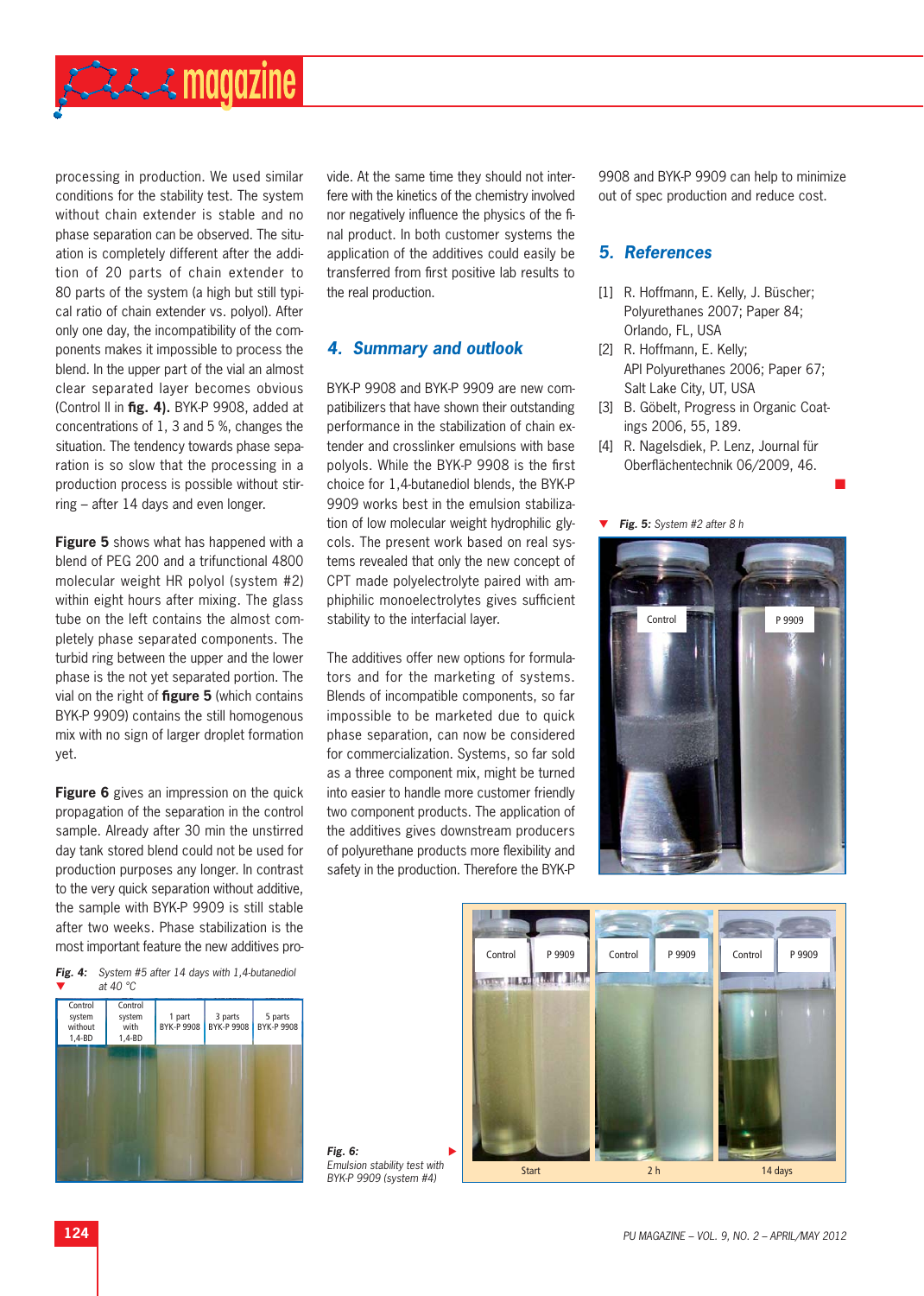processing in production. We used similar conditions for the stability test. The system without chain extender is stable and no phase separation can be observed. The situation is completely different after the addition of 20 parts of chain extender to 80 parts of the system (a high but still typical ratio of chain extender vs. polyol). After only one day, the incompatibility of the components makes it impossible to process the blend. In the upper part of the vial an almost clear separated layer becomes obvious (Control II in **fig. 4)**. BYK-P 9908, added at concentrations of 1, 3 and 5 %, changes the situation. The tendency towards phase separation is so slow that the processing in a production process is possible without stirring – after 14 days and even longer.

**Figure 5** shows what has happened with a blend of PEG 200 and a trifunctional 4800 molecular weight HR polyol (system #2) within eight hours after mixing. The glass tube on the left contains the almost completely phase separated components. The turbid ring between the upper and the lower phase is the not yet separated portion. The vial on the right of **figure 5** (which contains BYK-P 9909) contains the still homogenous mix with no sign of larger droplet formation yet.

**Figure 6** gives an impression on the quick propagation of the separation in the control sample. Already after 30 min the unstirred day tank stored blend could not be used for production purposes any longer. In contrast to the very quick separation without additive, the sample with BYK-P 9909 is still stable after two weeks. Phase stabilization is the most important feature the new additives provide. At the same time they should not interfere with the kinetics of the chemistry involved nor negatively influence the physics of the final product. In both customer systems the application of the additives could easily be transferred from first positive lab results to the real production.

*Fig. 4:* *System #5 after 14 days with 1,4-butanediol at 40 °C*

Control system without 1,4-BD

Control system with 1,4-BD

1 part BYK-P 9908

3 parts BYK-P 9908

5 parts BYK-P 9908

## 4. Summary and outlook

BYK-P 9908 and BYK-P 9909 are new compatibilizers that have shown their outstanding performance in the stabilization of chain extender and crosslinker emulsions with base polyols. While the BYK-P 9908 is the first choice for 1,4-butanediol blends, the BYK-P 9909 works best in the emulsion stabilization of low molecular weight hydrophilic glycols. The present work based on real systems revealed that only the new concept of CPT made polyelectrolyte paired with amphiphilic monoelectrolytes gives sufficient stability to the interfacial layer.

The additives offer new options for formulators and for the marketing of systems. Blends of incompatible components, so far impossible to be marketed due to quick phase separation, can now be considered for commercialization. Systems, so far sold as a three component mix, might be turned into easier to handle more customer friendly two component products. The application of the additives gives downstream producers of polyurethane products more flexibility and safety in the production. Therefore the BYK-P 9908 and BYK-P 9909 can help to minimize out of spec production and reduce cost.

## 5. References

[1] R. Hoffmann, E. Kelly, J. Büscher; Polyurethanes 2007; Paper 84; Orlando, FL, USA

[2] R. Hoffmann, E. Kelly; API Polyurethanes 2006; Paper 67; Salt Lake City, UT, USA

[3] B. Göbelt, Progress in Organic Coatings 2006, 55, 189.

[4] R. Nagelsdiek, P. Lenz, Journal für Oberflächentechnik 06/2009, 46.

*Fig. 5:* *System #2 after 8 h*

Control

P 9909

*Fig. 6:* Emulsion stability test with BYK-P 9909 (system #4)

Control

P 9909

Start

2 h

14 days